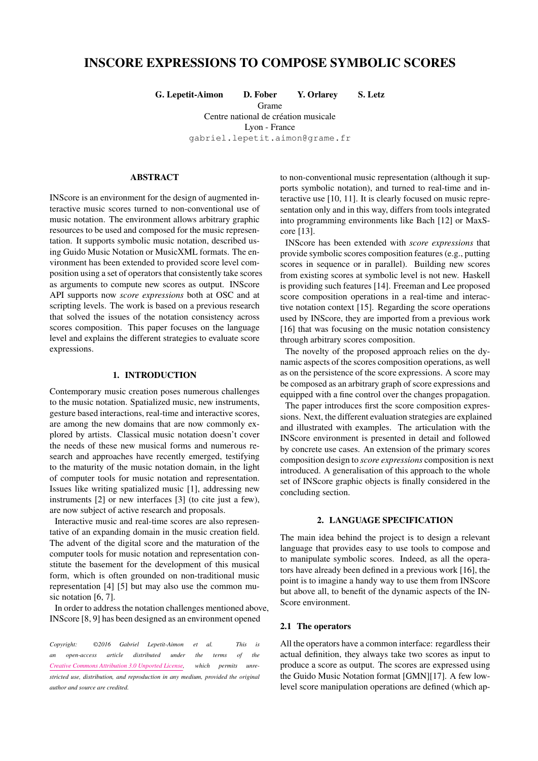# INSCORE EXPRESSIONS TO COMPOSE SYMBOLIC SCORES

**G. Lepetit-Aimon** **D. Fober** **Y. Orlarey** **S. Letz**

Grame
Centre national de création musicale
Lyon - France
gabriel.lepetit.aimon@grame.fr

## ABSTRACT

INScore is an environment for the design of augmented interactive music scores turned to non-conventional use of music notation. The environment allows arbitrary graphic resources to be used and composed for the music representation. It supports symbolic music notation, described using Guido Music Notation or MusicXML formats. The environment has been extended to provided score level composition using a set of operators that consistently take scores as arguments to compute new scores as output. INScore API supports now *score expressions* both at OSC and at scripting levels. The work is based on a previous research that solved the issues of the notation consistency across scores composition. This paper focuses on the language level and explains the different strategies to evaluate score expressions.

## 1. INTRODUCTION

Contemporary music creation poses numerous challenges to the music notation. Spatialized music, new instruments, gesture based interactions, real-time and interactive scores, are among the new domains that are now commonly explored by artists. Classical music notation doesn't cover the needs of these new musical forms and numerous research and approaches have recently emerged, testifying to the maturity of the music notation domain, in the light of computer tools for music notation and representation. Issues like writing spatialized music [1], addressing new instruments [2] or new interfaces [3] (to cite just a few), are now subject of active research and proposals.

Interactive music and real-time scores are also representative of an expanding domain in the music creation field. The advent of the digital score and the maturation of the computer tools for music notation and representation constitute the basement for the development of this musical form, which is often grounded on non-traditional music representation [4] [5] but may also use the common music notation [6, 7].

In order to address the notation challenges mentioned above, INScore [8, 9] has been designed as an environment opened to non-conventional music representation (although it supports symbolic notation), and turned to real-time and interactive use [10, 11]. It is clearly focused on music representation only and in this way, differs from tools integrated into programming environments like Bach [12] or MaxScore [13].

INScore has been extended with *score expressions* that provide symbolic scores composition features (e.g., putting scores in sequence or in parallel). Building new scores from existing scores at symbolic level is not new. Haskell is providing such features [14]. Freeman and Lee proposed score composition operations in a real-time and interactive notation context [15]. Regarding the score operations used by INScore, they are imported from a previous work [16] that was focusing on the music notation consistency through arbitrary scores composition.

The novelty of the proposed approach relies on the dynamic aspects of the scores composition operations, as well as on the persistence of the score expressions. A score may be composed as an arbitrary graph of score expressions and equipped with a fine control over the changes propagation.

The paper introduces first the score composition expressions. Next, the different evaluation strategies are explained and illustrated with examples. The articulation with the INScore environment is presented in detail and followed by concrete use cases. An extension of the primary scores composition design to *score expressions* composition is next introduced. A generalisation of this approach to the whole set of INScore graphic objects is finally considered in the concluding section.

## 2. LANGUAGE SPECIFICATION

The main idea behind the project is to design a relevant language that provides easy to use tools to compose and to manipulate symbolic scores. Indeed, as all the operators have already been defined in a previous work [16], the point is to imagine a handy way to use them from INScore but above all, to benefit of the dynamic aspects of the INScore environment.

### 2.1 The operators

All the operators have a common interface: regardless their actual definition, they always take two scores as input to produce a score as output. The scores are expressed using the Guido Music Notation format [GMN][17]. A few low-level score manipulation operations are defined (which ap-

*Copyright: ©2016 Gabriel Lepetit-Aimon et al. This is an open-access article distributed under the terms of the Creative Commons Attribution 3.0 Unported License, which permits unrestricted use, distribution, and reproduction in any medium, provided the original author and source are credited.*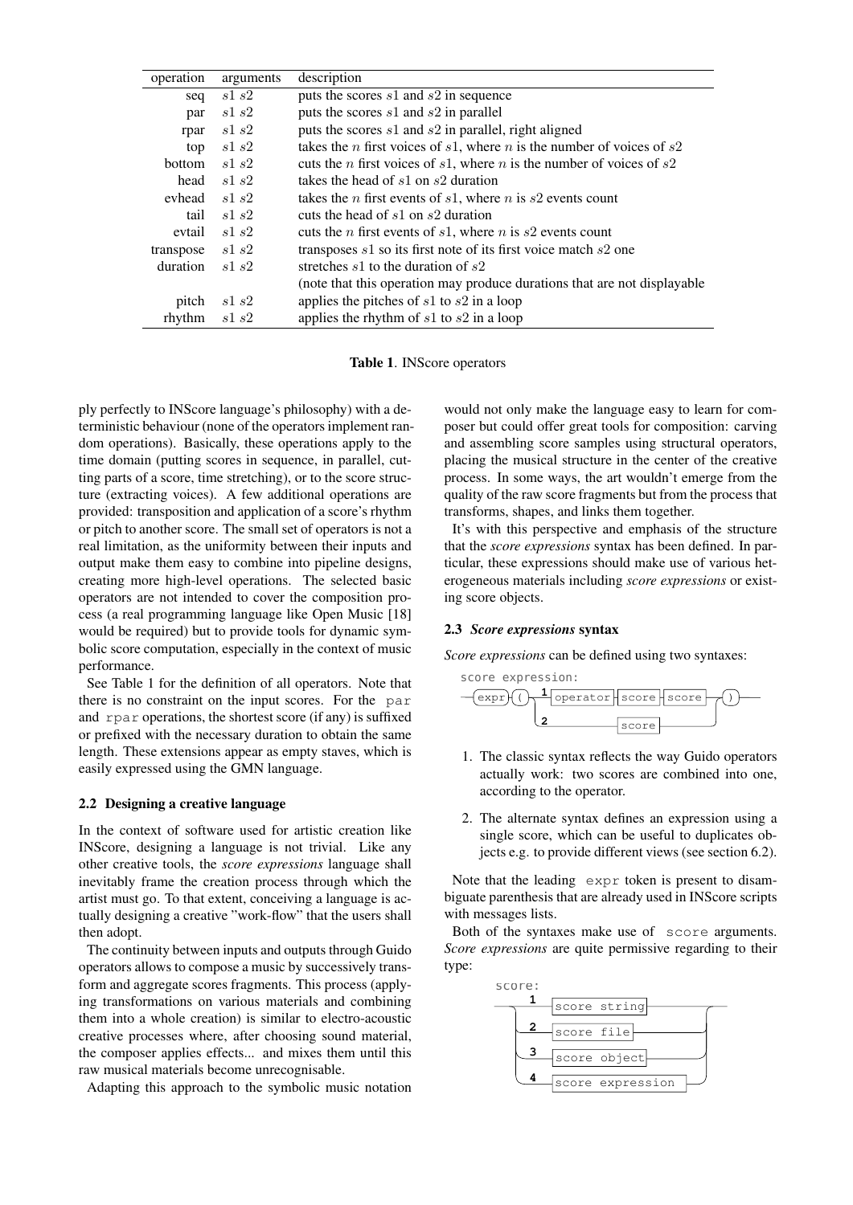| operation | arguments | description |
|---|---|---|
| seq | $s1$ $s2$ | puts the scores $s1$ and $s2$ in sequence |
| par | $s1$ $s2$ | puts the scores $s1$ and $s2$ in parallel |
| rpar | $s1$ $s2$ | puts the scores $s1$ and $s2$ in parallel, right aligned |
| top | $s1$ $s2$ | takes the $n$ first voices of $s1$, where $n$ is the number of voices of $s2$ |
| bottom | $s1$ $s2$ | cuts the $n$ first voices of $s1$, where $n$ is the number of voices of $s2$ |
| head | $s1$ $s2$ | takes the head of $s1$ on $s2$ duration |
| evhead | $s1$ $s2$ | takes the $n$ first events of $s1$, where $n$ is $s2$ events count |
| tail | $s1$ $s2$ | cuts the head of $s1$ on $s2$ duration |
| evtail | $s1$ $s2$ | cuts the $n$ first events of $s1$, where $n$ is $s2$ events count |
| transpose | $s1$ $s2$ | transposes $s1$ so its first note of its first voice match $s2$ one |
| duration | $s1$ $s2$ | stretches $s1$ to the duration of $s2$ |
| | | (note that this operation may produce durations that are not displayable |
| pitch | $s1$ $s2$ | applies the pitches of $s1$ to $s2$ in a loop |
| rhythm | $s1$ $s2$ | applies the rhythm of $s1$ to $s2$ in a loop |

**Table 1**. INScore operators

ply perfectly to INScore language's philosophy) with a deterministic behaviour (none of the operators implement random operations). Basically, these operations apply to the time domain (putting scores in sequence, in parallel, cutting parts of a score, time stretching), or to the score structure (extracting voices). A few additional operations are provided: transposition and application of a score's rhythm or pitch to another score. The small set of operators is not a real limitation, as the uniformity between their inputs and output make them easy to combine into pipeline designs, creating more high-level operations. The selected basic operators are not intended to cover the composition process (a real programming language like Open Music [18] would be required) but to provide tools for dynamic symbolic score computation, especially in the context of music performance.

See Table 1 for the definition of all operators. Note that there is no constraint on the input scores. For the `par` and `rpar` operations, the shortest score (if any) is suffixed or prefixed with the necessary duration to obtain the same length. These extensions appear as empty staves, which is easily expressed using the GMN language.

### 2.2 Designing a creative language

In the context of software used for artistic creation like INScore, designing a language is not trivial. Like any other creative tools, the *score expressions* language shall inevitably frame the creation process through which the artist must go. To that extent, conceiving a language is actually designing a creative "work-flow" that the users shall then adopt.

The continuity between inputs and outputs through Guido operators allows to compose a music by successively transform and aggregate scores fragments. This process (applying transformations on various materials and combining them into a whole creation) is similar to electro-acoustic creative processes where, after choosing sound material, the composer applies effects... and mixes them until this raw musical materials become unrecognisable.

Adapting this approach to the symbolic music notation would not only make the language easy to learn for composer but could offer great tools for composition: carving and assembling score samples using structural operators, placing the musical structure in the center of the creative process. In some ways, the art wouldn't emerge from the quality of the raw score fragments but from the process that transforms, shapes, and links them together.

It's with this perspective and emphasis of the structure that the *score expressions* syntax has been defined. In particular, these expressions should make use of various heterogeneous materials including *score expressions* or existing score objects.

### 2.3 *Score expressions* syntax

*Score expressions* can be defined using two syntaxes:

score expression:
expr ( 1 operator score score )
2 score

1. The classic syntax reflects the way Guido operators actually work: two scores are combined into one, according to the operator.
2. The alternate syntax defines an expression using a single score, which can be useful to duplicates objects e.g. to provide different views (see section 6.2).

Note that the leading `expr` token is present to disambiguate parenthesis that are already used in INScore scripts with messages lists.

Both of the syntaxes make use of `score` arguments. *Score expressions* are quite permissive regarding to their type:

score:
1 score string
2 score file
3 score object
4 score expression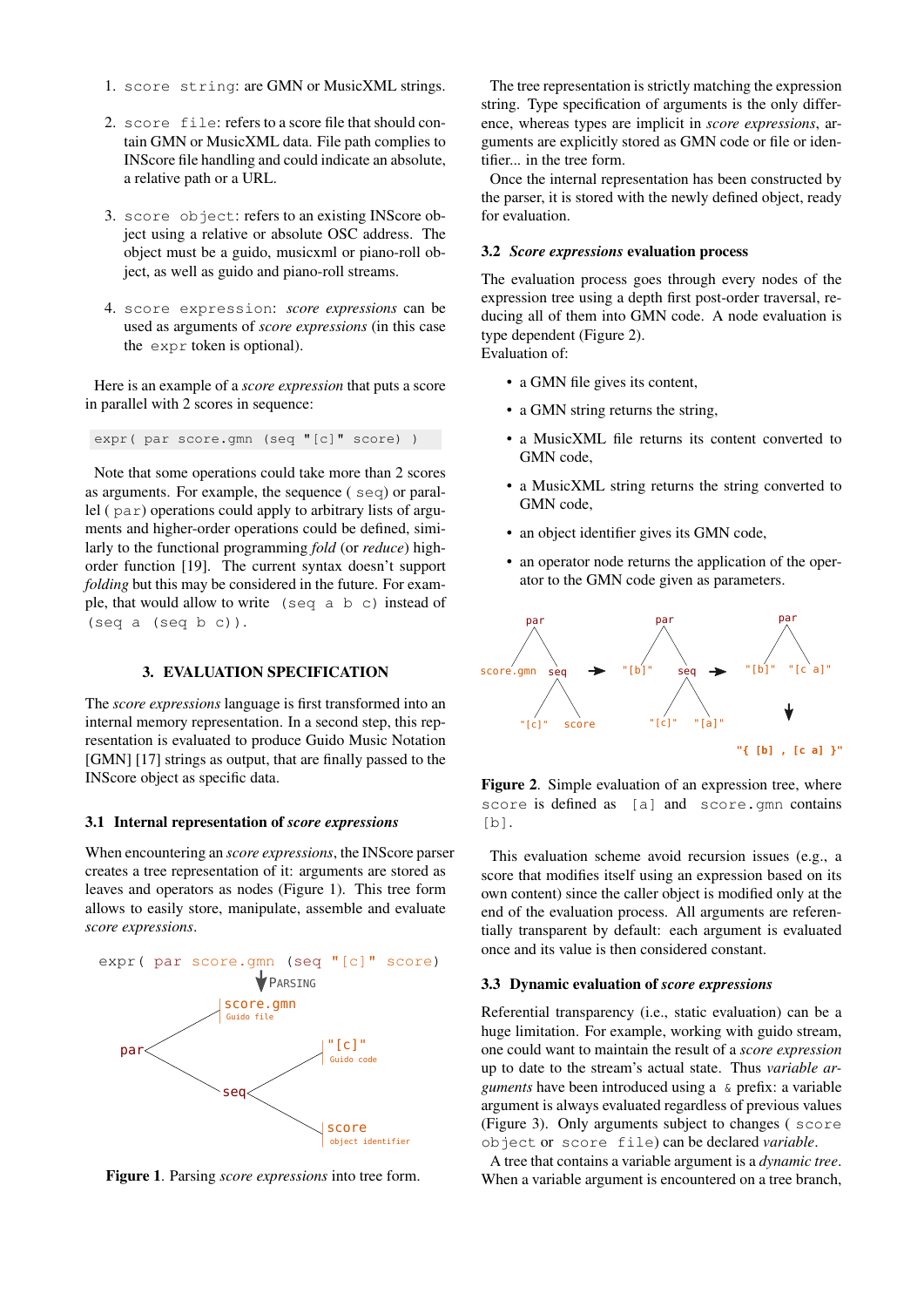1. `score string`: are GMN or MusicXML strings.

2. `score file`: refers to a score file that should contain GMN or MusicXML data. File path complies to INScore file handling and could indicate an absolute, a relative path or a URL.

3. `score object`: refers to an existing INScore object using a relative or absolute OSC address. The object must be a guido, musicxml or piano-roll object, as well as guido and piano-roll streams.

4. `score expression`: *score expressions* can be used as arguments of *score expressions* (in this case the `expr` token is optional).

Here is an example of a *score expression* that puts a score in parallel with 2 scores in sequence:

```
expr( par score.gmn (seq "[c]" score) )
```

Note that some operations could take more than 2 scores as arguments. For example, the sequence ( `seq`) or parallel ( `par`) operations could apply to arbitrary lists of arguments and higher-order operations could be defined, similarly to the functional programming *fold* (or *reduce*) high-order function [19]. The current syntax doesn't support *folding* but this may be considered in the future. For example, that would allow to write `(seq a b c)` instead of `(seq a (seq b c))`.

## 3. EVALUATION SPECIFICATION

The *score expressions* language is first transformed into an internal memory representation. In a second step, this representation is evaluated to produce Guido Music Notation [GMN] [17] strings as output, that are finally passed to the INScore object as specific data.

### 3.1 Internal representation of *score expressions*

When encountering an *score expressions*, the INScore parser creates a tree representation of it: arguments are stored as leaves and operators as nodes (Figure 1). This tree form allows to easily store, manipulate, assemble and evaluate *score expressions*.

expr( par score.gmn (seq "[c]" score)
PARSING
score.gmn
Guido file
par
"[c]"
Guido code
seq
score
object identifier

**Figure 1**. Parsing *score expressions* into tree form.

The tree representation is strictly matching the expression string. Type specification of arguments is the only difference, whereas types are implicit in *score expressions*, arguments are explicitly stored as GMN code or file or identifier... in the tree form.

Once the internal representation has been constructed by the parser, it is stored with the newly defined object, ready for evaluation.

### 3.2 *Score expressions* evaluation process

The evaluation process goes through every nodes of the expression tree using a depth first post-order traversal, reducing all of them into GMN code. A node evaluation is type dependent (Figure 2).
Evaluation of:

- a GMN file gives its content,
- a GMN string returns the string,
- a MusicXML file returns its content converted to GMN code,
- a MusicXML string returns the string converted to GMN code,
- an object identifier gives its GMN code,
- an operator node returns the application of the operator to the GMN code given as parameters.

par
score.gmn seq
"[c]" score
par
"[b]" seq
"[c]" "[a]"
par
"[b]" "[c a]"
"{ [b] , [c a] }"

**Figure 2**. Simple evaluation of an expression tree, where `score` is defined as `[a]` and `score.gmn` contains `[b]`.

This evaluation scheme avoid recursion issues (e.g., a score that modifies itself using an expression based on its own content) since the caller object is modified only at the end of the evaluation process. All arguments are referentially transparent by default: each argument is evaluated once and its value is then considered constant.

### 3.3 Dynamic evaluation of *score expressions*

Referential transparency (i.e., static evaluation) can be a huge limitation. For example, working with guido stream, one could want to maintain the result of a *score expression* up to date to the stream's actual state. Thus *variable arguments* have been introduced using a `&` prefix: a variable argument is always evaluated regardless of previous values (Figure 3). Only arguments subject to changes ( `score object` or `score file`) can be declared *variable*.

A tree that contains a variable argument is a *dynamic tree*. When a variable argument is encountered on a tree branch,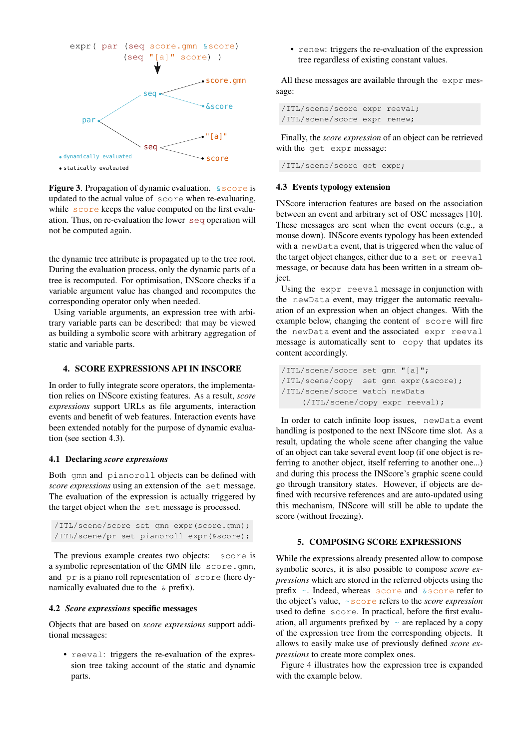expr( par (seq score.gmn &score)
(seq "[a]" score) )

par

seq

score.gmn

&score

seq

"[a]"

score

• dynamically evaluated

• statically evaluated

**Figure 3**. Propagation of dynamic evaluation. `&score` is updated to the actual value of `score` when re-evaluating, while `score` keeps the value computed on the first evaluation. Thus, on re-evaluation the lower `seq` operation will not be computed again.

the dynamic tree attribute is propagated up to the tree root. During the evaluation process, only the dynamic parts of a tree is recomputed. For optimisation, INScore checks if a variable argument value has changed and recomputes the corresponding operator only when needed.

Using variable arguments, an expression tree with arbitrary variable parts can be described: that may be viewed as building a symbolic score with arbitrary aggregation of static and variable parts.

## 4. SCORE EXPRESSIONS API IN INSCORE

In order to fully integrate score operators, the implementation relies on INScore existing features. As a result, *score expressions* support URLs as file arguments, interaction events and benefit of web features. Interaction events have been extended notably for the purpose of dynamic evaluation (see section 4.3).

### 4.1 Declaring *score expressions*

Both `gmn` and `pianoroll` objects can be defined with *score expressions* using an extension of the `set` message. The evaluation of the expression is actually triggered by the target object when the `set` message is processed.

```
/ITL/scene/score set gmn expr(score.gmn);
/ITL/scene/pr set pianoroll expr(&score);
```

The previous example creates two objects: `score` is a symbolic representation of the GMN file `score.gmn`, and `pr` is a piano roll representation of `score` (here dynamically evaluated due to the `&` prefix).

### 4.2 *Score expressions* specific messages

Objects that are based on *score expressions* support additional messages:

- `reeval`: triggers the re-evaluation of the expression tree taking account of the static and dynamic parts.
- `renew`: triggers the re-evaluation of the expression tree regardless of existing constant values.

All these messages are available through the `expr` message:

```
/ITL/scene/score expr reeval;
/ITL/scene/score expr renew;
```

Finally, the *score expression* of an object can be retrieved with the `get expr` message:

```
/ITL/scene/score get expr;
```

### 4.3 Events typology extension

INScore interaction features are based on the association between an event and arbitrary set of OSC messages [10]. These messages are sent when the event occurs (e.g., a mouse down). INScore events typology has been extended with a `newData` event, that is triggered when the value of the target object changes, either due to a `set` or `reeval` message, or because data has been written in a stream object.

Using the `expr reeval` message in conjunction with the `newData` event, may trigger the automatic reevaluation of an expression when an object changes. With the example below, changing the content of `score` will fire the `newData` event and the associated `expr reeval` message is automatically sent to `copy` that updates its content accordingly.

```
/ITL/scene/score set gmn "[a]";
/ITL/scene/copy  set gmn expr(&score);
/ITL/scene/score watch newData
     (/ITL/scene/copy expr reeval);
```

In order to catch infinite loop issues, `newData` event handling is postponed to the next INScore time slot. As a result, updating the whole scene after changing the value of an object can take several event loop (if one object is referring to another object, itself referring to another one...) and during this process the INScore's graphic scene could go through transitory states. However, if objects are defined with recursive references and are auto-updated using this mechanism, INScore will still be able to update the score (without freezing).

## 5. COMPOSING SCORE EXPRESSIONS

While the expressions already presented allow to compose symbolic scores, it is also possible to compose *score expressions* which are stored in the referred objects using the prefix `~`. Indeed, whereas `score` and `&score` refer to the object's value, `~score` refers to the *score expression* used to define `score`. In practical, before the first evaluation, all arguments prefixed by `~` are replaced by a copy of the expression tree from the corresponding objects. It allows to easily make use of previously defined *score expressions* to create more complex ones.

Figure 4 illustrates how the expression tree is expanded with the example below.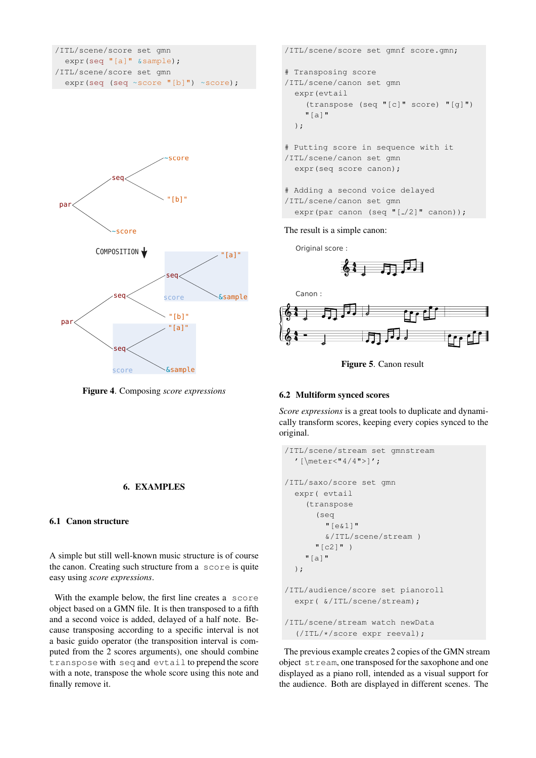```
/ITL/scene/score set gmn
  expr(seq "[a]" &sample);
/ITL/scene/score set gmn
  expr(seq (seq ~score "[b]") ~score);
```

~score

seq

"[b]"

par

~score

COMPOSITION

"[a]"

seq

seq

score

&sample

par

"[b]"

"[a]"

seq

score

&sample

**Figure 4**. Composing *score expressions*

## 6. EXAMPLES

### 6.1 Canon structure

A simple but still well-known music structure is of course the canon. Creating such structure from a score is quite easy using *score expressions*.

With the example below, the first line creates a score object based on a GMN file. It is then transposed to a fifth and a second voice is added, delayed of a half note. Because transposing according to a specific interval is not a basic guido operator (the transposition interval is computed from the 2 scores arguments), one should combine transpose with seq and evtail to prepend the score with a note, transpose the whole score using this note and finally remove it.

```
/ITL/scene/score set gmnf score.gmn;

# Transposing score
/ITL/scene/canon set gmn
  expr(evtail
    (transpose (seq "[c]" score) "[g]")
    "[a]"
  );

# Putting score in sequence with it
/ITL/scene/canon set gmn
  expr(seq score canon);

# Adding a second voice delayed
/ITL/scene/canon set gmn
  expr(par canon (seq "[_/2]" canon));
```

The result is a simple canon:

Original score :

Canon :

**Figure 5**. Canon result

### 6.2 Multiform synced scores

*Score expressions* is a great tools to duplicate and dynamically transform scores, keeping every copies synced to the original.

```
/ITL/scene/stream set gmnstream
  '[\meter<"4/4">]';

/ITL/saxo/score set gmn
  expr( evtail
    (transpose
      (seq
        "[e&1]"
        &/ITL/scene/stream )
      "[c2]" )
    "[a]"
  );

/ITL/audience/score set pianoroll
  expr( &/ITL/scene/stream);

/ITL/scene/stream watch newData
  (/ITL/*/score expr reeval);
```

The previous example creates 2 copies of the GMN stream object stream, one transposed for the saxophone and one displayed as a piano roll, intended as a visual support for the audience. Both are displayed in different scenes. The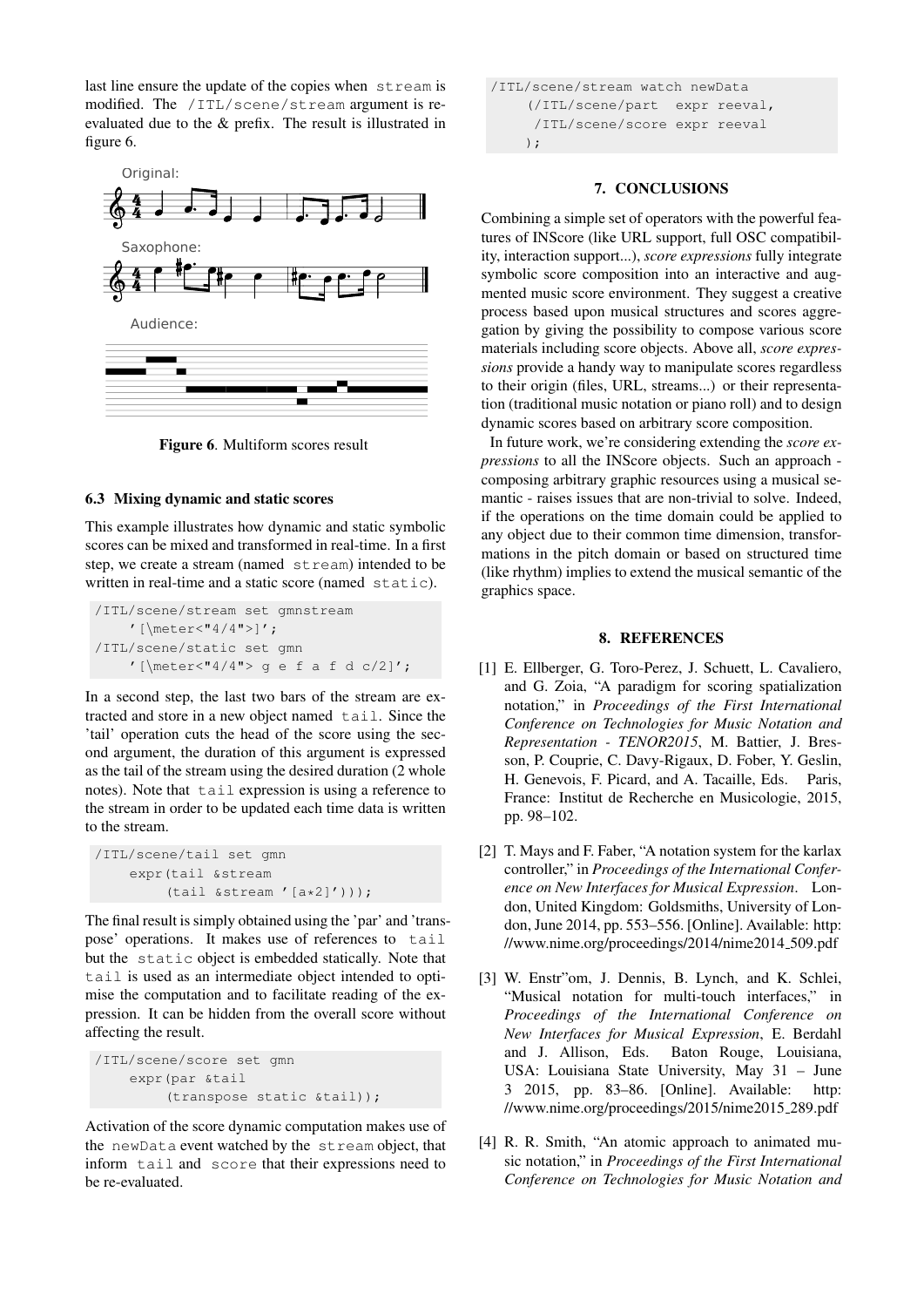last line ensure the update of the copies when stream is modified. The /ITL/scene/stream argument is re-evaluated due to the & prefix. The result is illustrated in figure 6.

Original:

Saxophone:

Audience:

**Figure 6**. Multiform scores result

### 6.3 Mixing dynamic and static scores

This example illustrates how dynamic and static symbolic scores can be mixed and transformed in real-time. In a first step, we create a stream (named stream) intended to be written in real-time and a static score (named static).

```
/ITL/scene/stream set gmnstream
    '[\meter<"4/4">]';
/ITL/scene/static set gmn
    '[\meter<"4/4"> g e f a f d c/2]';
```

In a second step, the last two bars of the stream are extracted and store in a new object named tail. Since the 'tail' operation cuts the head of the score using the second argument, the duration of this argument is expressed as the tail of the stream using the desired duration (2 whole notes). Note that tail expression is using a reference to the stream in order to be updated each time data is written to the stream.

```
/ITL/scene/tail set gmn
    expr(tail &stream
        (tail &stream '[a*2]')));
```

The final result is simply obtained using the 'par' and 'transpose' operations. It makes use of references to tail but the static object is embedded statically. Note that tail is used as an intermediate object intended to optimise the computation and to facilitate reading of the expression. It can be hidden from the overall score without affecting the result.

```
/ITL/scene/score set gmn
    expr(par &tail
        (transpose static &tail));
```

Activation of the score dynamic computation makes use of the newData event watched by the stream object, that inform tail and score that their expressions need to be re-evaluated.

```
/ITL/scene/stream watch newData
    (/ITL/scene/part  expr reeval,
     /ITL/scene/score expr reeval
    );
```

## 7. CONCLUSIONS

Combining a simple set of operators with the powerful features of INScore (like URL support, full OSC compatibility, interaction support...), *score expressions* fully integrate symbolic score composition into an interactive and augmented music score environment. They suggest a creative process based upon musical structures and scores aggregation by giving the possibility to compose various score materials including score objects. Above all, *score expressions* provide a handy way to manipulate scores regardless to their origin (files, URL, streams...) or their representation (traditional music notation or piano roll) and to design dynamic scores based on arbitrary score composition.

In future work, we're considering extending the *score expressions* to all the INScore objects. Such an approach - composing arbitrary graphic resources using a musical semantic - raises issues that are non-trivial to solve. Indeed, if the operations on the time domain could be applied to any object due to their common time dimension, transformations in the pitch domain or based on structured time (like rhythm) implies to extend the musical semantic of the graphics space.

## 8. REFERENCES

[1] E. Ellberger, G. Toro-Perez, J. Schuett, L. Cavaliero, and G. Zoia, "A paradigm for scoring spatialization notation," in *Proceedings of the First International Conference on Technologies for Music Notation and Representation - TENOR2015*, M. Battier, J. Bresson, P. Couprie, C. Davy-Rigaux, D. Fober, Y. Geslin, H. Genevois, F. Picard, and A. Tacaille, Eds. Paris, France: Institut de Recherche en Musicologie, 2015, pp. 98–102.

[2] T. Mays and F. Faber, "A notation system for the karlax controller," in *Proceedings of the International Conference on New Interfaces for Musical Expression*. London, United Kingdom: Goldsmiths, University of London, June 2014, pp. 553–556. [Online]. Available: http://www.nime.org/proceedings/2014/nime2014_509.pdf

[3] W. Enstr"om, J. Dennis, B. Lynch, and K. Schlei, "Musical notation for multi-touch interfaces," in *Proceedings of the International Conference on New Interfaces for Musical Expression*, E. Berdahl and J. Allison, Eds. Baton Rouge, Louisiana, USA: Louisiana State University, May 31 – June 3 2015, pp. 83–86. [Online]. Available: http://www.nime.org/proceedings/2015/nime2015_289.pdf

[4] R. R. Smith, "An atomic approach to animated music notation," in *Proceedings of the First International Conference on Technologies for Music Notation and*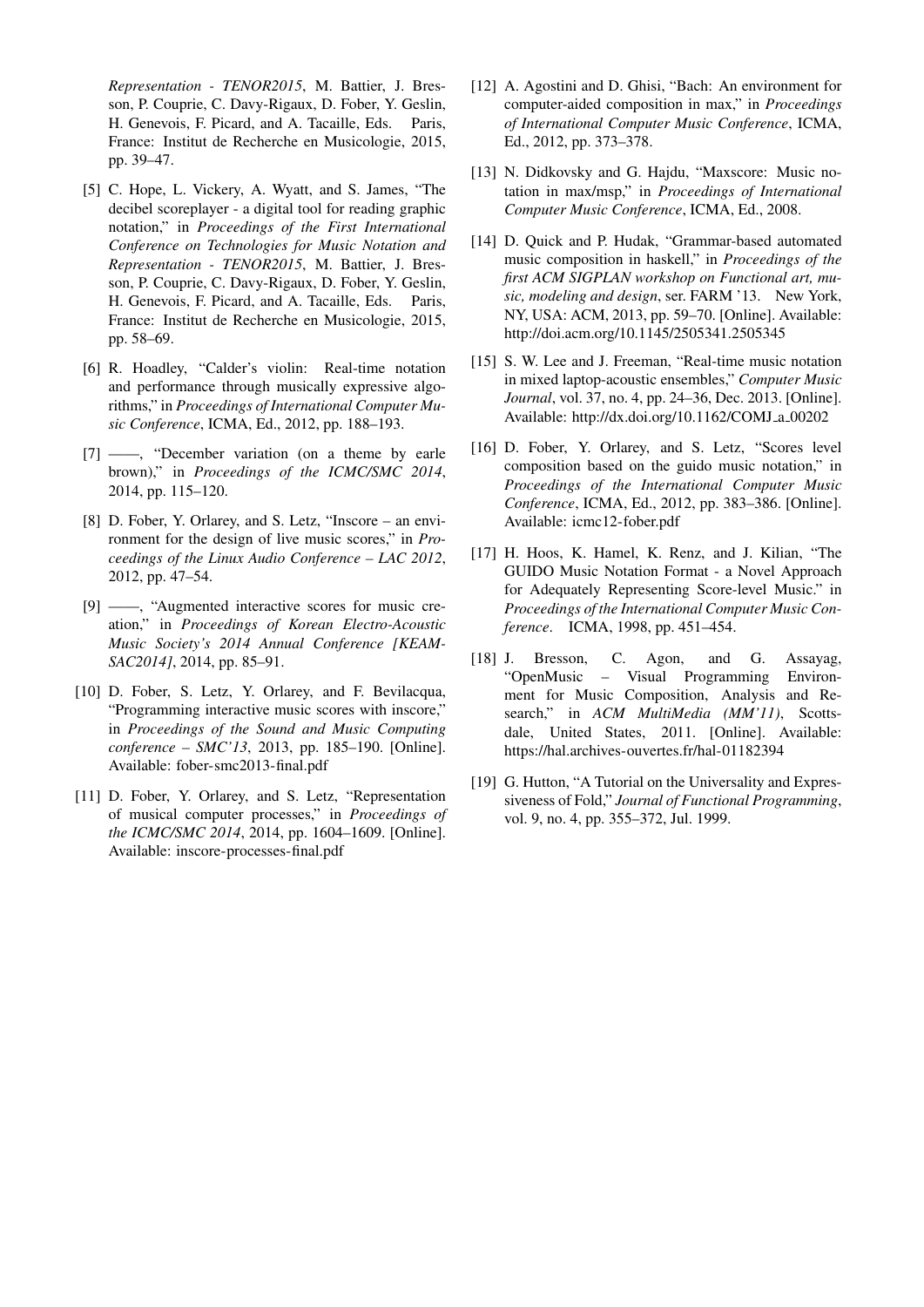*Representation - TENOR2015*, M. Battier, J. Bresson, P. Couprie, C. Davy-Rigaux, D. Fober, Y. Geslin, H. Genevois, F. Picard, and A. Tacaille, Eds. Paris, France: Institut de Recherche en Musicologie, 2015, pp. 39–47.

[5] C. Hope, L. Vickery, A. Wyatt, and S. James, "The decibel scoreplayer - a digital tool for reading graphic notation," in *Proceedings of the First International Conference on Technologies for Music Notation and Representation - TENOR2015*, M. Battier, J. Bresson, P. Couprie, C. Davy-Rigaux, D. Fober, Y. Geslin, H. Genevois, F. Picard, and A. Tacaille, Eds. Paris, France: Institut de Recherche en Musicologie, 2015, pp. 58–69.

[6] R. Hoadley, "Calder's violin: Real-time notation and performance through musically expressive algorithms," in *Proceedings of International Computer Music Conference*, ICMA, Ed., 2012, pp. 188–193.

[7] ——, "December variation (on a theme by earle brown)," in *Proceedings of the ICMC/SMC 2014*, 2014, pp. 115–120.

[8] D. Fober, Y. Orlarey, and S. Letz, "Inscore – an environment for the design of live music scores," in *Proceedings of the Linux Audio Conference – LAC 2012*, 2012, pp. 47–54.

[9] ——, "Augmented interactive scores for music creation," in *Proceedings of Korean Electro-Acoustic Music Society's 2014 Annual Conference [KEAMSAC2014]*, 2014, pp. 85–91.

[10] D. Fober, S. Letz, Y. Orlarey, and F. Bevilacqua, "Programming interactive music scores with inscore," in *Proceedings of the Sound and Music Computing conference – SMC'13*, 2013, pp. 185–190. [Online]. Available: fober-smc2013-final.pdf

[11] D. Fober, Y. Orlarey, and S. Letz, "Representation of musical computer processes," in *Proceedings of the ICMC/SMC 2014*, 2014, pp. 1604–1609. [Online]. Available: inscore-processes-final.pdf

[12] A. Agostini and D. Ghisi, "Bach: An environment for computer-aided composition in max," in *Proceedings of International Computer Music Conference*, ICMA, Ed., 2012, pp. 373–378.

[13] N. Didkovsky and G. Hajdu, "Maxscore: Music notation in max/msp," in *Proceedings of International Computer Music Conference*, ICMA, Ed., 2008.

[14] D. Quick and P. Hudak, "Grammar-based automated music composition in haskell," in *Proceedings of the first ACM SIGPLAN workshop on Functional art, music, modeling and design*, ser. FARM '13. New York, NY, USA: ACM, 2013, pp. 59–70. [Online]. Available: http://doi.acm.org/10.1145/2505341.2505345

[15] S. W. Lee and J. Freeman, "Real-time music notation in mixed laptop-acoustic ensembles," *Computer Music Journal*, vol. 37, no. 4, pp. 24–36, Dec. 2013. [Online]. Available: http://dx.doi.org/10.1162/COMJ_a_00202

[16] D. Fober, Y. Orlarey, and S. Letz, "Scores level composition based on the guido music notation," in *Proceedings of the International Computer Music Conference*, ICMA, Ed., 2012, pp. 383–386. [Online]. Available: icmc12-fober.pdf

[17] H. Hoos, K. Hamel, K. Renz, and J. Kilian, "The GUIDO Music Notation Format - a Novel Approach for Adequately Representing Score-level Music." in *Proceedings of the International Computer Music Conference*. ICMA, 1998, pp. 451–454.

[18] J. Bresson, C. Agon, and G. Assayag, "OpenMusic – Visual Programming Environment for Music Composition, Analysis and Research," in *ACM MultiMedia (MM'11)*, Scottsdale, United States, 2011. [Online]. Available: https://hal.archives-ouvertes.fr/hal-01182394

[19] G. Hutton, "A Tutorial on the Universality and Expressiveness of Fold," *Journal of Functional Programming*, vol. 9, no. 4, pp. 355–372, Jul. 1999.